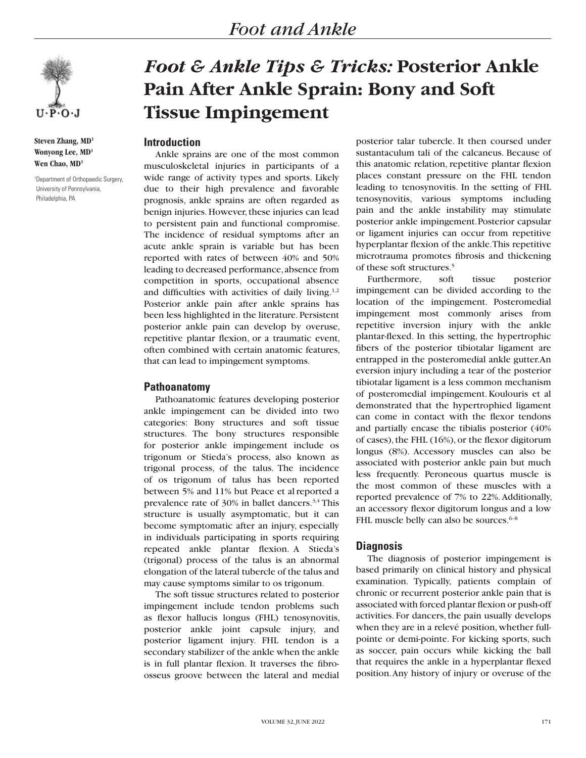# Foot & Ankle Tips & Tricks: Posterior Ankle Pain After Ankle Sprain: Bony and Soft Tissue Impingement

**Steven Zhang, MD[1]**
**Wonyong Lee, MD[1]**
**Wen Chao, MD[1]**

[1]Department of Orthopaedic Surgery, University of Pennsylvania, Philadelphia, PA

## Introduction

Ankle sprains are one of the most common musculoskeletal injuries in participants of a wide range of activity types and sports. Likely due to their high prevalence and favorable prognosis, ankle sprains are often regarded as benign injuries. However, these injuries can lead to persistent pain and functional compromise. The incidence of residual symptoms after an acute ankle sprain is variable but has been reported with rates of between 40% and 50% leading to decreased performance, absence from competition in sports, occupational absence and difficulties with activities of daily living.[1,2] Posterior ankle pain after ankle sprains has been less highlighted in the literature. Persistent posterior ankle pain can develop by overuse, repetitive plantar flexion, or a traumatic event, often combined with certain anatomic features, that can lead to impingement symptoms.

## Pathoanatomy

Pathoanatomic features developing posterior ankle impingement can be divided into two categories: Bony structures and soft tissue structures. The bony structures responsible for posterior ankle impingement include os trigonum or Stieda's process, also known as trigonal process, of the talus. The incidence of os trigonum of talus has been reported between 5% and 11% but Peace et al reported a prevalence rate of 30% in ballet dancers.[3,4] This structure is usually asymptomatic, but it can become symptomatic after an injury, especially in individuals participating in sports requiring repeated ankle plantar flexion. A Stieda's (trigonal) process of the talus is an abnormal elongation of the lateral tubercle of the talus and may cause symptoms similar to os trigonum.

The soft tissue structures related to posterior impingement include tendon problems such as flexor hallucis longus (FHL) tenosynovitis, posterior ankle joint capsule injury, and posterior ligament injury. FHL tendon is a secondary stabilizer of the ankle when the ankle is in full plantar flexion. It traverses the fibro-osseus groove between the lateral and medial posterior talar tubercle. It then coursed under sustantaculum tali of the calcaneus. Because of this anatomic relation, repetitive plantar flexion places constant pressure on the FHL tendon leading to tenosynovitis. In the setting of FHL tenosynovitis, various symptoms including pain and the ankle instability may stimulate posterior ankle impingement. Posterior capsular or ligament injuries can occur from repetitive hyperplantar flexion of the ankle. This repetitive microtrauma promotes fibrosis and thickening of these soft structures.[5]

Furthermore, soft tissue posterior impingement can be divided according to the location of the impingement. Posteromedial impingement most commonly arises from repetitive inversion injury with the ankle plantar-flexed. In this setting, the hypertrophic fibers of the posterior tibiotalar ligament are entrapped in the posteromedial ankle gutter. An eversion injury including a tear of the posterior tibiotalar ligament is a less common mechanism of posteromedial impingement. Koulouris et al demonstrated that the hypertrophied ligament can come in contact with the flexor tendons and partially encase the tibialis posterior (40% of cases), the FHL (16%), or the flexor digitorum longus (8%). Accessory muscles can also be associated with posterior ankle pain but much less frequently. Peroneous quartus muscle is the most common of these muscles with a reported prevalence of 7% to 22%. Additionally, an accessory flexor digitorum longus and a low FHL muscle belly can also be sources.[6-8]

## Diagnosis

The diagnosis of posterior impingement is based primarily on clinical history and physical examination. Typically, patients complain of chronic or recurrent posterior ankle pain that is associated with forced plantar flexion or push-off activities. For dancers, the pain usually develops when they are in a relevé position, whether full-pointe or demi-pointe. For kicking sports, such as soccer, pain occurs while kicking the ball that requires the ankle in a hyperplantar flexed position. Any history of injury or overuse of the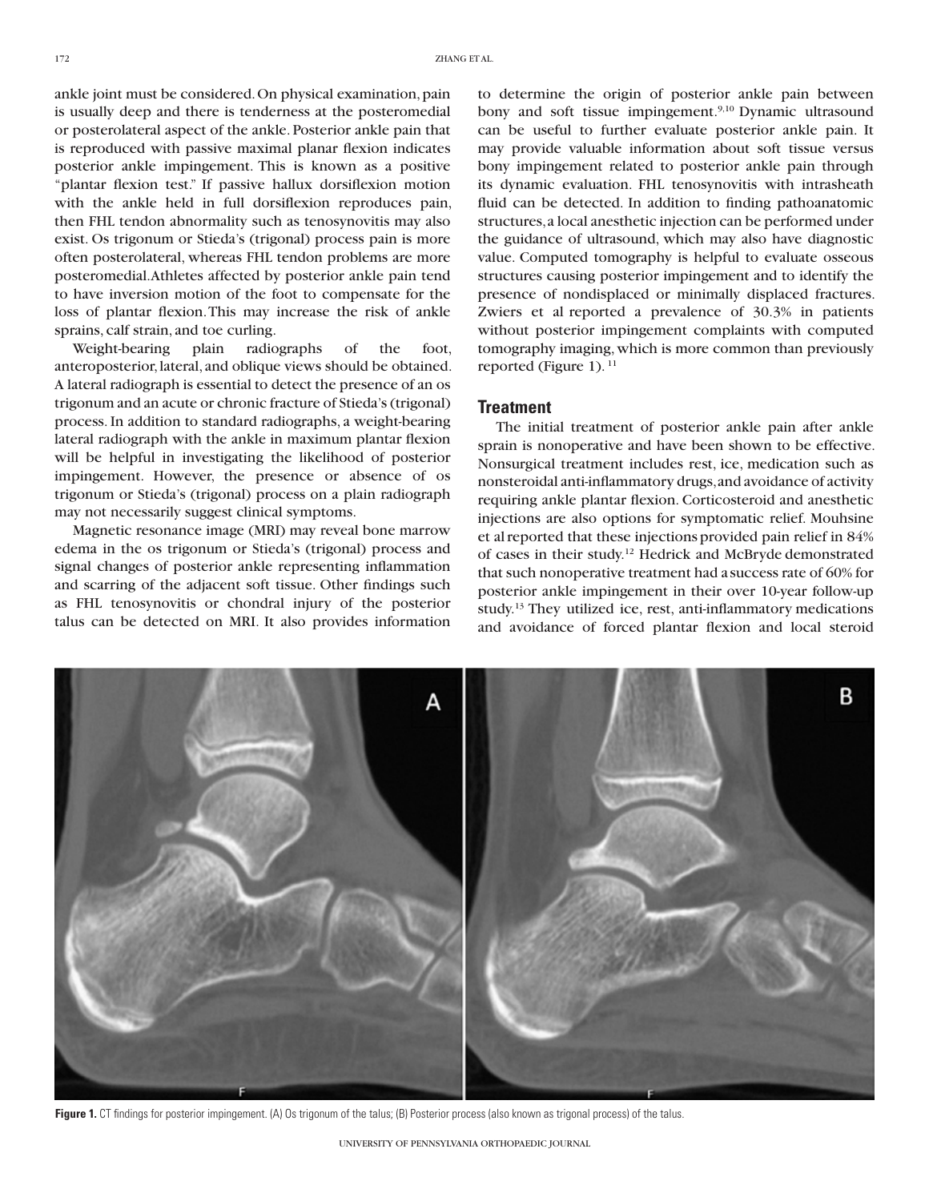ankle joint must be considered. On physical examination, pain is usually deep and there is tenderness at the posteromedial or posterolateral aspect of the ankle. Posterior ankle pain that is reproduced with passive maximal planar flexion indicates posterior ankle impingement. This is known as a positive "plantar flexion test." If passive hallux dorsiflexion motion with the ankle held in full dorsiflexion reproduces pain, then FHL tendon abnormality such as tenosynovitis may also exist. Os trigonum or Stieda's (trigonal) process pain is more often posterolateral, whereas FHL tendon problems are more posteromedial. Athletes affected by posterior ankle pain tend to have inversion motion of the foot to compensate for the loss of plantar flexion. This may increase the risk of ankle sprains, calf strain, and toe curling.

Weight-bearing plain radiographs of the foot, anteroposterior, lateral, and oblique views should be obtained. A lateral radiograph is essential to detect the presence of an os trigonum and an acute or chronic fracture of Stieda's (trigonal) process. In addition to standard radiographs, a weight-bearing lateral radiograph with the ankle in maximum plantar flexion will be helpful in investigating the likelihood of posterior impingement. However, the presence or absence of os trigonum or Stieda's (trigonal) process on a plain radiograph may not necessarily suggest clinical symptoms.

Magnetic resonance image (MRI) may reveal bone marrow edema in the os trigonum or Stieda's (trigonal) process and signal changes of posterior ankle representing inflammation and scarring of the adjacent soft tissue. Other findings such as FHL tenosynovitis or chondral injury of the posterior talus can be detected on MRI. It also provides information to determine the origin of posterior ankle pain between bony and soft tissue impingement.[9,10] Dynamic ultrasound can be useful to further evaluate posterior ankle pain. It may provide valuable information about soft tissue versus bony impingement related to posterior ankle pain through its dynamic evaluation. FHL tenosynovitis with intrasheath fluid can be detected. In addition to finding pathoanatomic structures, a local anesthetic injection can be performed under the guidance of ultrasound, which may also have diagnostic value. Computed tomography is helpful to evaluate osseous structures causing posterior impingement and to identify the presence of nondisplaced or minimally displaced fractures. Zwiers et al reported a prevalence of 30.3% in patients without posterior impingement complaints with computed tomography imaging, which is more common than previously reported (Figure 1).[11]

## Treatment

The initial treatment of posterior ankle pain after ankle sprain is nonoperative and have been shown to be effective. Nonsurgical treatment includes rest, ice, medication such as nonsteroidal anti-inflammatory drugs, and avoidance of activity requiring ankle plantar flexion. Corticosteroid and anesthetic injections are also options for symptomatic relief. Mouhsine et al reported that these injections provided pain relief in 84% of cases in their study.[12] Hedrick and McBryde demonstrated that such nonoperative treatment had a success rate of 60% for posterior ankle impingement in their over 10-year follow-up study.[13] They utilized ice, rest, anti-inflammatory medications and avoidance of forced plantar flexion and local steroid

**Figure 1.** CT findings for posterior impingement. (A) Os trigonum of the talus; (B) Posterior process (also known as trigonal process) of the talus.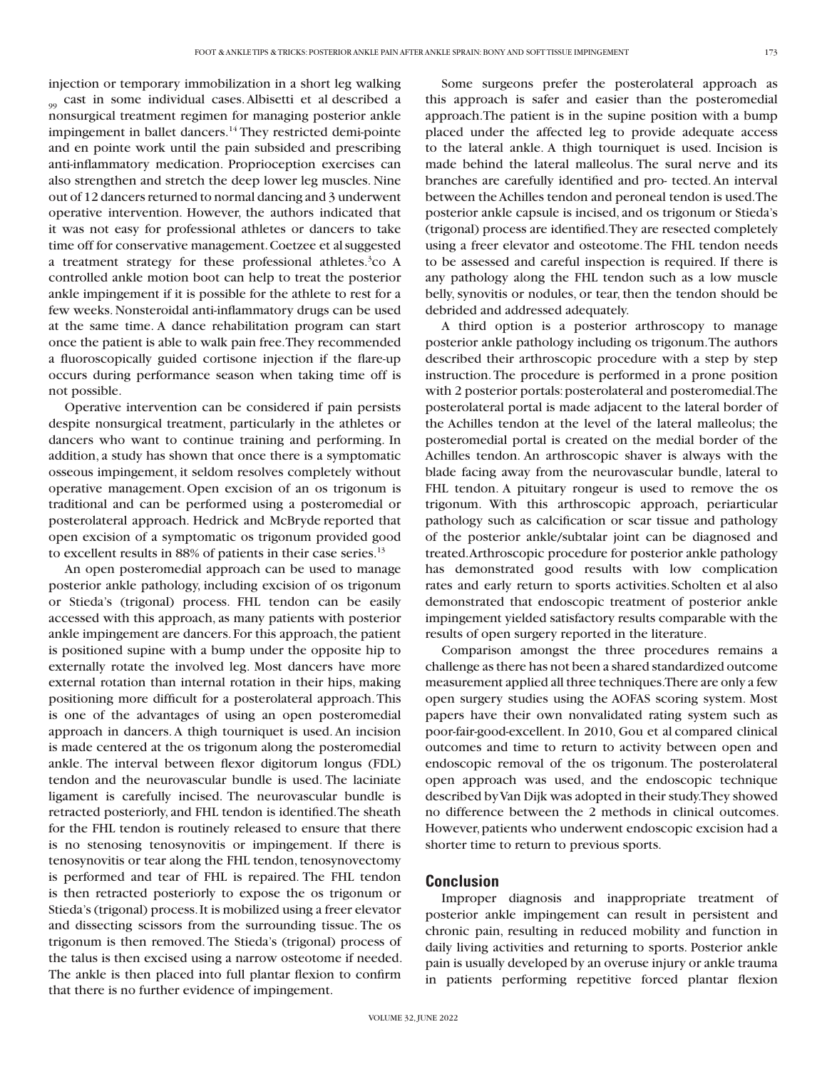injection or temporary immobilization in a short leg walking cast in some individual cases. Albisetti et al described a nonsurgical treatment regimen for managing posterior ankle impingement in ballet dancers.[14] They restricted demi-pointe and en pointe work until the pain subsided and prescribing anti-inflammatory medication. Proprioception exercises can also strengthen and stretch the deep lower leg muscles. Nine out of 12 dancers returned to normal dancing and 3 underwent operative intervention. However, the authors indicated that it was not easy for professional athletes or dancers to take time off for conservative management. Coetzee et al suggested a treatment strategy for these professional athletes.[3]co A controlled ankle motion boot can help to treat the posterior ankle impingement if it is possible for the athlete to rest for a few weeks. Nonsteroidal anti-inflammatory drugs can be used at the same time. A dance rehabilitation program can start once the patient is able to walk pain free. They recommended a fluoroscopically guided cortisone injection if the flare-up occurs during performance season when taking time off is not possible.

Operative intervention can be considered if pain persists despite nonsurgical treatment, particularly in the athletes or dancers who want to continue training and performing. In addition, a study has shown that once there is a symptomatic osseous impingement, it seldom resolves completely without operative management. Open excision of an os trigonum is traditional and can be performed using a posteromedial or posterolateral approach. Hedrick and McBryde reported that open excision of a symptomatic os trigonum provided good to excellent results in 88% of patients in their case series.[13]

An open posteromedial approach can be used to manage posterior ankle pathology, including excision of os trigonum or Stieda's (trigonal) process. FHL tendon can be easily accessed with this approach, as many patients with posterior ankle impingement are dancers. For this approach, the patient is positioned supine with a bump under the opposite hip to externally rotate the involved leg. Most dancers have more external rotation than internal rotation in their hips, making positioning more difficult for a posterolateral approach. This is one of the advantages of using an open posteromedial approach in dancers. A thigh tourniquet is used. An incision is made centered at the os trigonum along the posteromedial ankle. The interval between flexor digitorum longus (FDL) tendon and the neurovascular bundle is used. The laciniate ligament is carefully incised. The neurovascular bundle is retracted posteriorly, and FHL tendon is identified. The sheath for the FHL tendon is routinely released to ensure that there is no stenosing tenosynovitis or impingement. If there is tenosynovitis or tear along the FHL tendon, tenosynovectomy is performed and tear of FHL is repaired. The FHL tendon is then retracted posteriorly to expose the os trigonum or Stieda's (trigonal) process. It is mobilized using a freer elevator and dissecting scissors from the surrounding tissue. The os trigonum is then removed. The Stieda's (trigonal) process of the talus is then excised using a narrow osteotome if needed. The ankle is then placed into full plantar flexion to confirm that there is no further evidence of impingement.

Some surgeons prefer the posterolateral approach as this approach is safer and easier than the posteromedial approach. The patient is in the supine position with a bump placed under the affected leg to provide adequate access to the lateral ankle. A thigh tourniquet is used. Incision is made behind the lateral malleolus. The sural nerve and its branches are carefully identified and pro- tected. An interval between the Achilles tendon and peroneal tendon is used. The posterior ankle capsule is incised, and os trigonum or Stieda's (trigonal) process are identified. They are resected completely using a freer elevator and osteotome. The FHL tendon needs to be assessed and careful inspection is required. If there is any pathology along the FHL tendon such as a low muscle belly, synovitis or nodules, or tear, then the tendon should be debrided and addressed adequately.

A third option is a posterior arthroscopy to manage posterior ankle pathology including os trigonum. The authors described their arthroscopic procedure with a step by step instruction. The procedure is performed in a prone position with 2 posterior portals: posterolateral and posteromedial. The posterolateral portal is made adjacent to the lateral border of the Achilles tendon at the level of the lateral malleolus; the posteromedial portal is created on the medial border of the Achilles tendon. An arthroscopic shaver is always with the blade facing away from the neurovascular bundle, lateral to FHL tendon. A pituitary rongeur is used to remove the os trigonum. With this arthroscopic approach, periarticular pathology such as calcification or scar tissue and pathology of the posterior ankle/subtalar joint can be diagnosed and treated. Arthroscopic procedure for posterior ankle pathology has demonstrated good results with low complication rates and early return to sports activities. Scholten et al also demonstrated that endoscopic treatment of posterior ankle impingement yielded satisfactory results comparable with the results of open surgery reported in the literature.

Comparison amongst the three procedures remains a challenge as there has not been a shared standardized outcome measurement applied all three techniques. There are only a few open surgery studies using the AOFAS scoring system. Most papers have their own nonvalidated rating system such as poor-fair-good-excellent. In 2010, Gou et al compared clinical outcomes and time to return to activity between open and endoscopic removal of the os trigonum. The posterolateral open approach was used, and the endoscopic technique described by Van Dijk was adopted in their study. They showed no difference between the 2 methods in clinical outcomes. However, patients who underwent endoscopic excision had a shorter time to return to previous sports.

## Conclusion

Improper diagnosis and inappropriate treatment of posterior ankle impingement can result in persistent and chronic pain, resulting in reduced mobility and function in daily living activities and returning to sports. Posterior ankle pain is usually developed by an overuse injury or ankle trauma in patients performing repetitive forced plantar flexion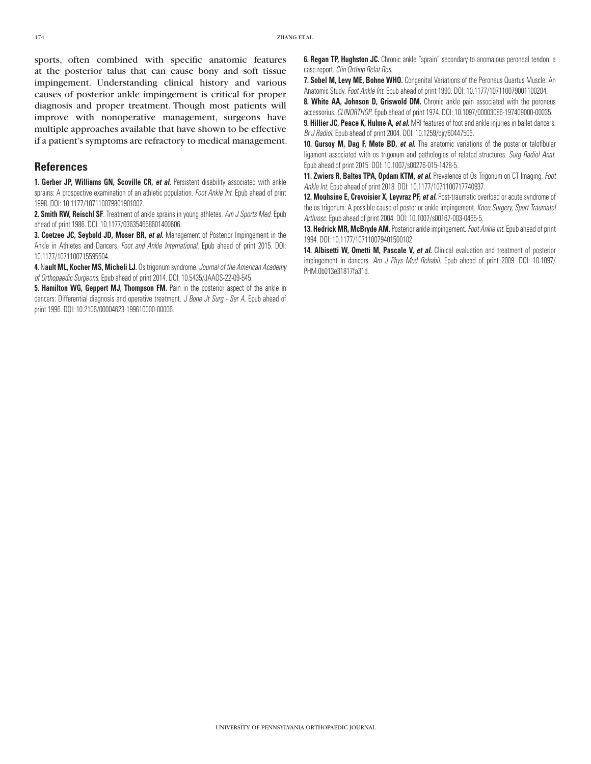sports, often combined with specific anatomic features at the posterior talus that can cause bony and soft tissue impingement. Understanding clinical history and various causes of posterior ankle impingement is critical for proper diagnosis and proper treatment. Though most patients will improve with nonoperative management, surgeons have multiple approaches available that have shown to be effective if a patient's symptoms are refractory to medical management.

## References

**1. Gerber JP, Williams GN, Scoville CR, *et al.*** Persistent disability associated with ankle sprains: A prospective examination of an athletic population. *Foot Ankle Int.* Epub ahead of print 1998. DOI: 10.1177/107110079801901002.

**2. Smith RW, Reischl SF**. Treatment of ankle sprains in young athletes. *Am J Sports Med.* Epub ahead of print 1986. DOI: 10.1177/036354658601400606.

**3. Coetzee JC, Seybold JD, Moser BR, *et al.*** Management of Posterior Impingement in the Ankle in Athletes and Dancers. *Foot and Ankle International.* Epub ahead of print 2015. DOI: 10.1177/1071100715595504.

**4. Nault ML, Kocher MS, Micheli LJ.** Os trigonum syndrome. *Journal of the American Academy of Orthopaedic Surgeons.* Epub ahead of print 2014. DOI: 10.5435/JAAOS-22-09-545.

**5. Hamilton WG, Geppert MJ, Thompson FM.** Pain in the posterior aspect of the ankle in dancers: Differential diagnosis and operative treatment. *J Bone Jt Surg - Ser A.* Epub ahead of print 1996. DOI: 10.2106/00004623-199610000-00006.

**6. Regan TP, Hughston JC.** Chronic ankle "sprain" secondary to anomalous peroneal tendon: a case report. *Clin Orthop Relat Res.*

**7. Sobel M, Levy ME, Bohne WHO.** Congenital Variations of the Peroneus Quartus Muscle: An Anatomic Study. *Foot Ankle Int.* Epub ahead of print 1990. DOI: 10.1177/107110079001100204.

**8. White AA, Johnson D, Griswold DM.** Chronic ankle pain associated with the peroneus accessorius. *CLINORTHOP.* Epub ahead of print 1974. DOI: 10.1097/00003086-197409000-00035.

**9. Hillier JC, Peace K, Hulme A, *et al.*** MRI features of foot and ankle injuries in ballet dancers. *Br J Radiol.* Epub ahead of print 2004. DOI: 10.1259/bjr/60447506.

**10. Gursoy M, Dag F, Mete BD, *et al.*** The anatomic variations of the posterior talofibular ligament associated with os trigonum and pathologies of related structures. *Surg Radiol Anat.* Epub ahead of print 2015. DOI: 10.1007/s00276-015-1428-5.

**11. Zwiers R, Baltes TPA, Opdam KTM, *et al.*** Prevalence of Os Trigonum on CT Imaging. *Foot Ankle Int.* Epub ahead of print 2018. DOI: 10.1177/1071100717740937.

**12. Mouhsine E, Crevoisier X, Leyvraz PF, *et al.*** Post-traumatic overload or acute syndrome of the os trigonum: A possible cause of posterior ankle impingement. *Knee Surgery, Sport Traumatol Arthrosc.* Epub ahead of print 2004. DOI: 10.1007/s00167-003-0465-5.

**13. Hedrick MR, McBryde AM.** Posterior ankle impingement. *Foot Ankle Int.* Epub ahead of print 1994. DOI: 10.1177/107110079401500102.

**14. Albisetti W, Ometti M, Pascale V, *et al.*** Clinical evaluation and treatment of posterior impingement in dancers. *Am J Phys Med Rehabil.* Epub ahead of print 2009. DOI: 10.1097/PHM.0b013e31817fa31d.